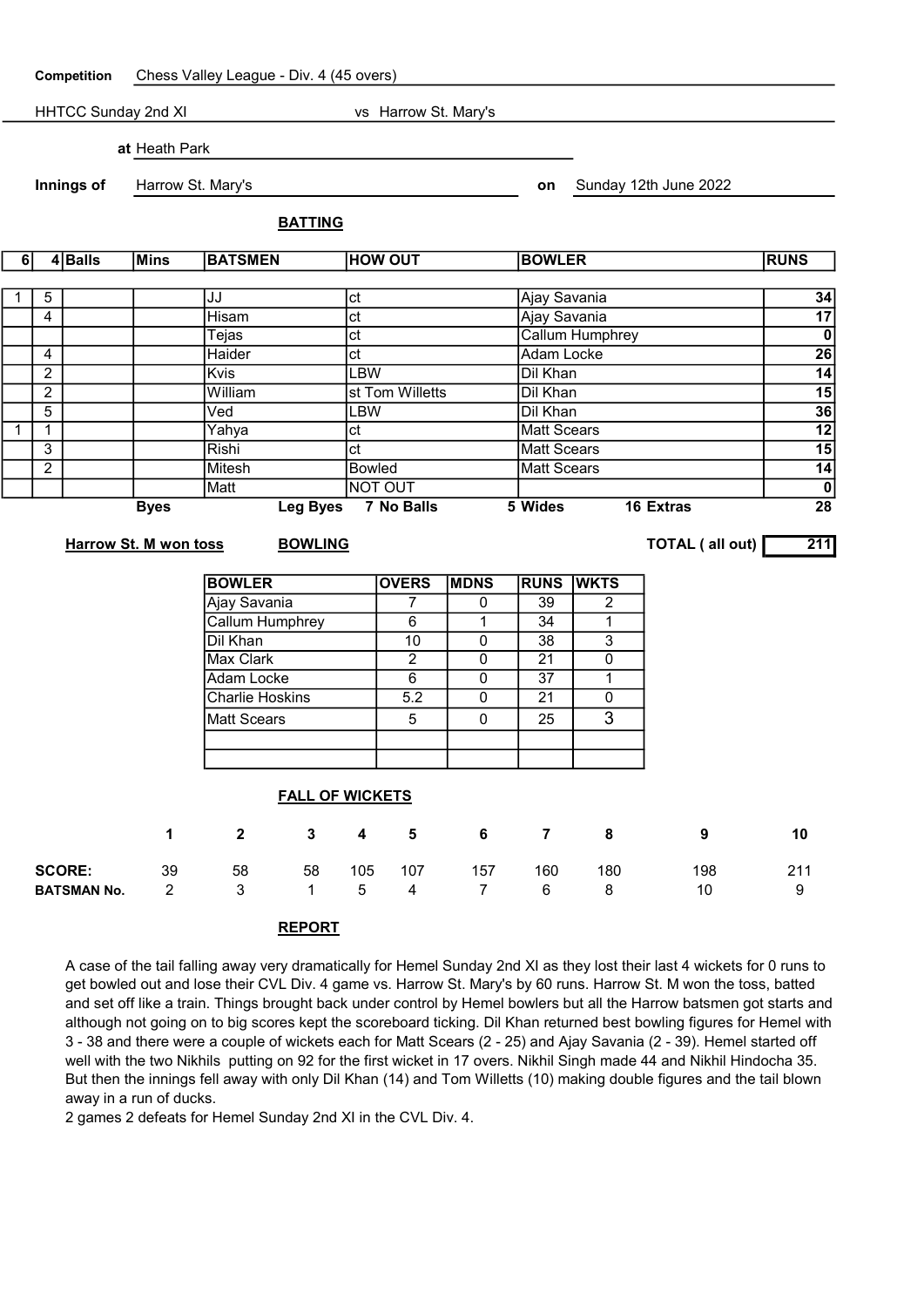**Competition** Chess Valley League - Div. 4 (45 overs)

HHTCC Sunday 2nd XI vs Harrow St. Mary's

**at** Heath Park

**Innings of** Harrow St. Mary's **on** Sunday 12th June 2022

## BATTING

| 6 | 4 | Balls | Mins | BATSMEN | HOW OUT | BOWLER | RUNS |
|---|---|---|---|---|---|---|---|
| 1 | 5 | | | JJ | ct | Ajay Savania | 34 |
| | 4 | | | Hisam | ct | Ajay Savania | 17 |
| | | | | Tejas | ct | Callum Humphrey | 0 |
| | 4 | | | Haider | ct | Adam Locke | 26 |
| | 2 | | | Kvis | LBW | Dil Khan | 14 |
| | 2 | | | William | st Tom Willetts | Dil Khan | 15 |
| | 5 | | | Ved | LBW | Dil Khan | 36 |
| 1 | 1 | | | Yahya | ct | Matt Scears | 12 |
| | 3 | | | Rishi | ct | Matt Scears | 15 |
| | 2 | | | Mitesh | Bowled | Matt Scears | 14 |
| | | | | Matt | NOT OUT | | 0 |

**Byes** | **Leg Byes** 7 | **No Balls** 5 | **Wides** 16 | **Extras** 28

**Harrow St. M won toss**

**TOTAL ( all out)** 211

## BOWLING

| BOWLER | OVERS | MDNS | RUNS | WKTS |
|---|---|---|---|---|
| Ajay Savania | 7 | 0 | 39 | 2 |
| Callum Humphrey | 6 | 1 | 34 | 1 |
| Dil Khan | 10 | 0 | 38 | 3 |
| Max Clark | 2 | 0 | 21 | 0 |
| Adam Locke | 6 | 0 | 37 | 1 |
| Charlie Hoskins | 5.2 | 0 | 21 | 0 |
| Matt Scears | 5 | 0 | 25 | 3 |
| | | | | |
| | | | | |

## FALL OF WICKETS

| | 1 | 2 | 3 | 4 | 5 | 6 | 7 | 8 | 9 | 10 |
|---|---|---|---|---|---|---|---|---|---|---|
| **SCORE:** | 39 | 58 | 58 | 105 | 107 | 157 | 160 | 180 | 198 | 211 |
| **BATSMAN No.** | 2 | 3 | 1 | 5 | 4 | 7 | 6 | 8 | 10 | 9 |

## REPORT

A case of the tail falling away very dramatically for Hemel Sunday 2nd XI as they lost their last 4 wickets for 0 runs to get bowled out and lose their CVL Div. 4 game vs. Harrow St. Mary's by 60 runs. Harrow St. M won the toss, batted and set off like a train. Things brought back under control by Hemel bowlers but all the Harrow batsmen got starts and although not going on to big scores kept the scoreboard ticking. Dil Khan returned best bowling figures for Hemel with 3 - 38 and there were a couple of wickets each for Matt Scears (2 - 25) and Ajay Savania (2 - 39). Hemel started off well with the two Nikhils putting on 92 for the first wicket in 17 overs. Nikhil Singh made 44 and Nikhil Hindocha 35. But then the innings fell away with only Dil Khan (14) and Tom Willetts (10) making double figures and the tail blown away in a run of ducks.

2 games 2 defeats for Hemel Sunday 2nd XI in the CVL Div. 4.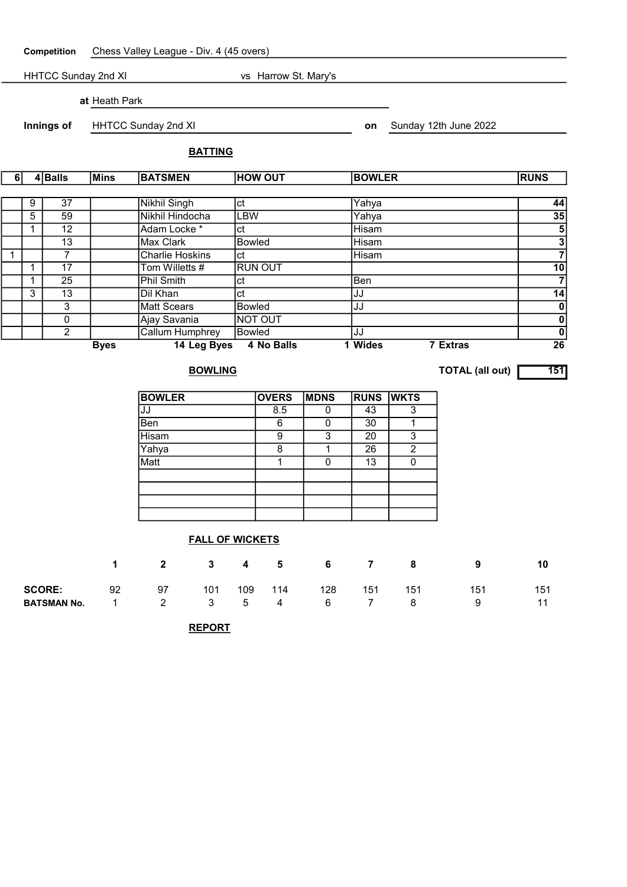**Competition** Chess Valley League - Div. 4 (45 overs)

HHTCC Sunday 2nd XI vs Harrow St. Mary's

**at** Heath Park

**Innings of** HHTCC Sunday 2nd XI **on** Sunday 12th June 2022

## BATTING

| 6 | 4 | Balls | Mins | BATSMEN | HOW OUT | BOWLER | RUNS |
|---|---|---|---|---|---|---|---|
| | 9 | 37 | | Nikhil Singh | ct | Yahya | 44 |
| | 5 | 59 | | Nikhil Hindocha | LBW | Yahya | 35 |
| | 1 | 12 | | Adam Locke * | ct | Hisam | 5 |
| | | 13 | | Max Clark | Bowled | Hisam | 3 |
| 1 | | 7 | | Charlie Hoskins | ct | Hisam | 7 |
| | 1 | 17 | | Tom Willetts # | RUN OUT | | 10 |
| | 1 | 25 | | Phil Smith | ct | Ben | 7 |
| | 3 | 13 | | Dil Khan | ct | JJ | 14 |
| | | 3 | | Matt Scears | Bowled | JJ | 0 |
| | | 0 | | Ajay Savania | NOT OUT | | 0 |
| | | 2 | | Callum Humphrey | Bowled | JJ | 0 |

**Byes** 14 **Leg Byes** 4 **No Balls** 1 **Wides** 7 **Extras** 26

## BOWLING

**TOTAL (all out)** 151

| BOWLER | OVERS | MDNS | RUNS | WKTS |
|---|---|---|---|---|
| JJ | 8.5 | 0 | 43 | 3 |
| Ben | 6 | 0 | 30 | 1 |
| Hisam | 9 | 3 | 20 | 3 |
| Yahya | 8 | 1 | 26 | 2 |
| Matt | 1 | 0 | 13 | 0 |
| | | | | |
| | | | | |
| | | | | |
| | | | | |

## FALL OF WICKETS

| | 1 | 2 | 3 | 4 | 5 | 6 | 7 | 8 | 9 | 10 |
|---|---|---|---|---|---|---|---|---|---|---|
| **SCORE:** | 92 | 97 | 101 | 109 | 114 | 128 | 151 | 151 | 151 | 151 |
| **BATSMAN No.** | 1 | 2 | 3 | 5 | 4 | 6 | 7 | 8 | 9 | 11 |

## REPORT